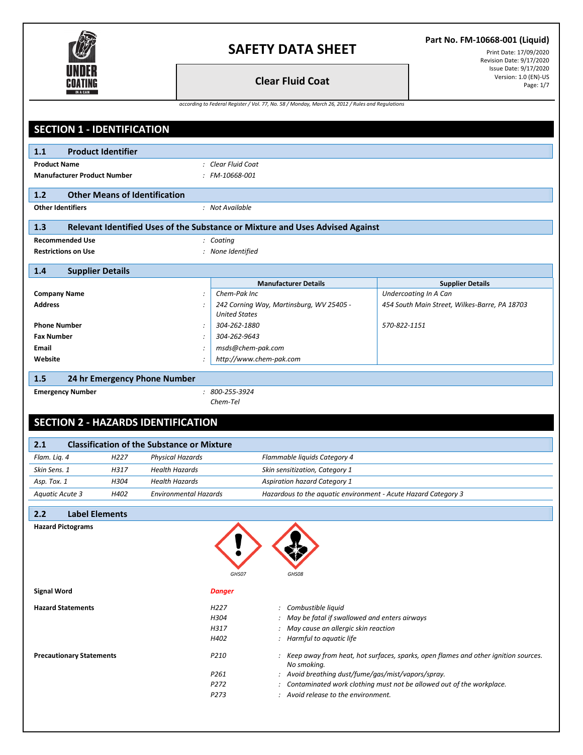# SAFETY DATA SHEET

**Clear Fluid Coat**

**Part No. FM-10668-001 (Liquid)**

Print Date: 17/09/2020
Revision Date: 9/17/2020
Issue Date: 9/17/2020
Version: 1.0 (EN)-US

*according to Federal Register / Vol. 77, No. 58 / Monday, March 26, 2012 / Rules and Regulations*

## SECTION 1 - IDENTIFICATION

### 1.1 Product Identifier

**Product Name** : *Clear Fluid Coat*

**Manufacturer Product Number** : *FM-10668-001*

### 1.2 Other Means of Identification

**Other Identifiers** : *Not Available*

### 1.3 Relevant Identified Uses of the Substance or Mixture and Uses Advised Against

**Recommended Use** : *Coating*

**Restrictions on Use** : *None Identified*

### 1.4 Supplier Details

| | Manufacturer Details | Supplier Details |
|---|---|---|
| **Company Name** | *Chem-Pak Inc* | *Undercoating In A Can* |
| **Address** | *242 Corning Way, Martinsburg, WV 25405 - United States* | *454 South Main Street, Wilkes-Barre, PA 18703* |
| **Phone Number** | *304-262-1880* | *570-822-1151* |
| **Fax Number** | *304-262-9643* | |
| **Email** | *msds@chem-pak.com* | |
| **Website** | *http://www.chem-pak.com* | |

### 1.5 24 hr Emergency Phone Number

**Emergency Number** : *800-255-3924*
*Chem-Tel*

## SECTION 2 - HAZARDS IDENTIFICATION

### 2.1 Classification of the Substance or Mixture

| | | | |
|---|---|---|---|
| *Flam. Liq. 4* | *H227* | *Physical Hazards* | *Flammable liquids Category 4* |
| *Skin Sens. 1* | *H317* | *Health Hazards* | *Skin sensitization, Category 1* |
| *Asp. Tox. 1* | *H304* | *Health Hazards* | *Aspiration hazard Category 1* |
| *Aquatic Acute 3* | *H402* | *Environmental Hazards* | *Hazardous to the aquatic environment - Acute Hazard Category 3* |

### 2.2 Label Elements

**Hazard Pictograms**

*GHS07* *GHS08*

**Signal Word** ***Danger***

**Hazard Statements**

| | |
|---|---|
| *H227* | : *Combustible liquid* |
| *H304* | : *May be fatal if swallowed and enters airways* |
| *H317* | : *May cause an allergic skin reaction* |
| *H402* | : *Harmful to aquatic life* |

**Precautionary Statements**

| | |
|---|---|
| *P210* | : *Keep away from heat, hot surfaces, sparks, open flames and other ignition sources. No smoking.* |
| *P261* | : *Avoid breathing dust/fume/gas/mist/vapors/spray.* |
| *P272* | : *Contaminated work clothing must not be allowed out of the workplace.* |
| *P273* | : *Avoid release to the environment.* |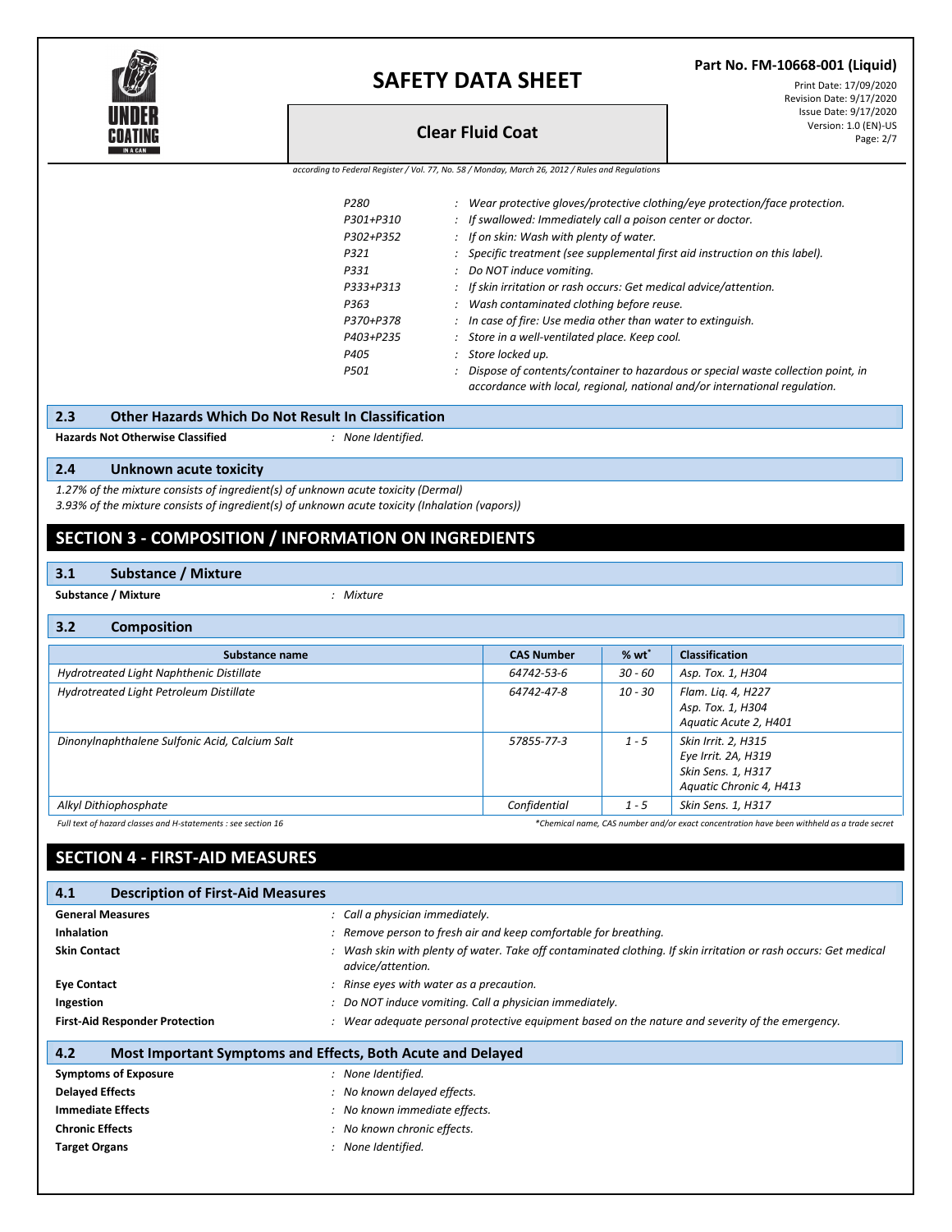"according to Federal Register / Vol. 77, No. 58 / Monday, March 26, 2012 / Rules and Regulations" is a running header — omit.

| | |
|---|---|
| P280 | : Wear protective gloves/protective clothing/eye protection/face protection. |
| P301+P310 | : If swallowed: Immediately call a poison center or doctor. |
| P302+P352 | : If on skin: Wash with plenty of water. |
| P321 | : Specific treatment (see supplemental first aid instruction on this label). |
| P331 | : Do NOT induce vomiting. |
| P333+P313 | : If skin irritation or rash occurs: Get medical advice/attention. |
| P363 | : Wash contaminated clothing before reuse. |
| P370+P378 | : In case of fire: Use media other than water to extinguish. |
| P403+P235 | : Store in a well-ventilated place. Keep cool. |
| P405 | : Store locked up. |
| P501 | : Dispose of contents/container to hazardous or special waste collection point, in accordance with local, regional, national and/or international regulation. |

### 2.3 Other Hazards Which Do Not Result In Classification

**Hazards Not Otherwise Classified** : *None Identified.*

### 2.4 Unknown acute toxicity

*1.27% of the mixture consists of ingredient(s) of unknown acute toxicity (Dermal)*
*3.93% of the mixture consists of ingredient(s) of unknown acute toxicity (Inhalation (vapors))*

## SECTION 3 - COMPOSITION / INFORMATION ON INGREDIENTS

### 3.1 Substance / Mixture

**Substance / Mixture** : *Mixture*

### 3.2 Composition

| Substance name | CAS Number | % wt* | Classification |
|---|---|---|---|
| Hydrotreated Light Naphthenic Distillate | 64742-53-6 | 30 - 60 | Asp. Tox. 1, H304 |
| Hydrotreated Light Petroleum Distillate | 64742-47-8 | 10 - 30 | Flam. Liq. 4, H227<br>Asp. Tox. 1, H304<br>Aquatic Acute 2, H401 |
| Dinonylnaphthalene Sulfonic Acid, Calcium Salt | 57855-77-3 | 1 - 5 | Skin Irrit. 2, H315<br>Eye Irrit. 2A, H319<br>Skin Sens. 1, H317<br>Aquatic Chronic 4, H413 |
| Alkyl Dithiophosphate | Confidential | 1 - 5 | Skin Sens. 1, H317 |

*Full text of hazard classes and H-statements : see section 16*

*\*Chemical name, CAS number and/or exact concentration have been withheld as a trade secret*

## SECTION 4 - FIRST-AID MEASURES

### 4.1 Description of First-Aid Measures

**General Measures** : *Call a physician immediately.*

**Inhalation** : *Remove person to fresh air and keep comfortable for breathing.*

**Skin Contact** : *Wash skin with plenty of water. Take off contaminated clothing. If skin irritation or rash occurs: Get medical advice/attention.*

**Eye Contact** : *Rinse eyes with water as a precaution.*

**Ingestion** : *Do NOT induce vomiting. Call a physician immediately.*

**First-Aid Responder Protection** : *Wear adequate personal protective equipment based on the nature and severity of the emergency.*

### 4.2 Most Important Symptoms and Effects, Both Acute and Delayed

**Symptoms of Exposure** : *None Identified.*

**Delayed Effects** : *No known delayed effects.*

**Immediate Effects** : *No known immediate effects.*

**Chronic Effects** : *No known chronic effects.*

**Target Organs** : *None Identified.*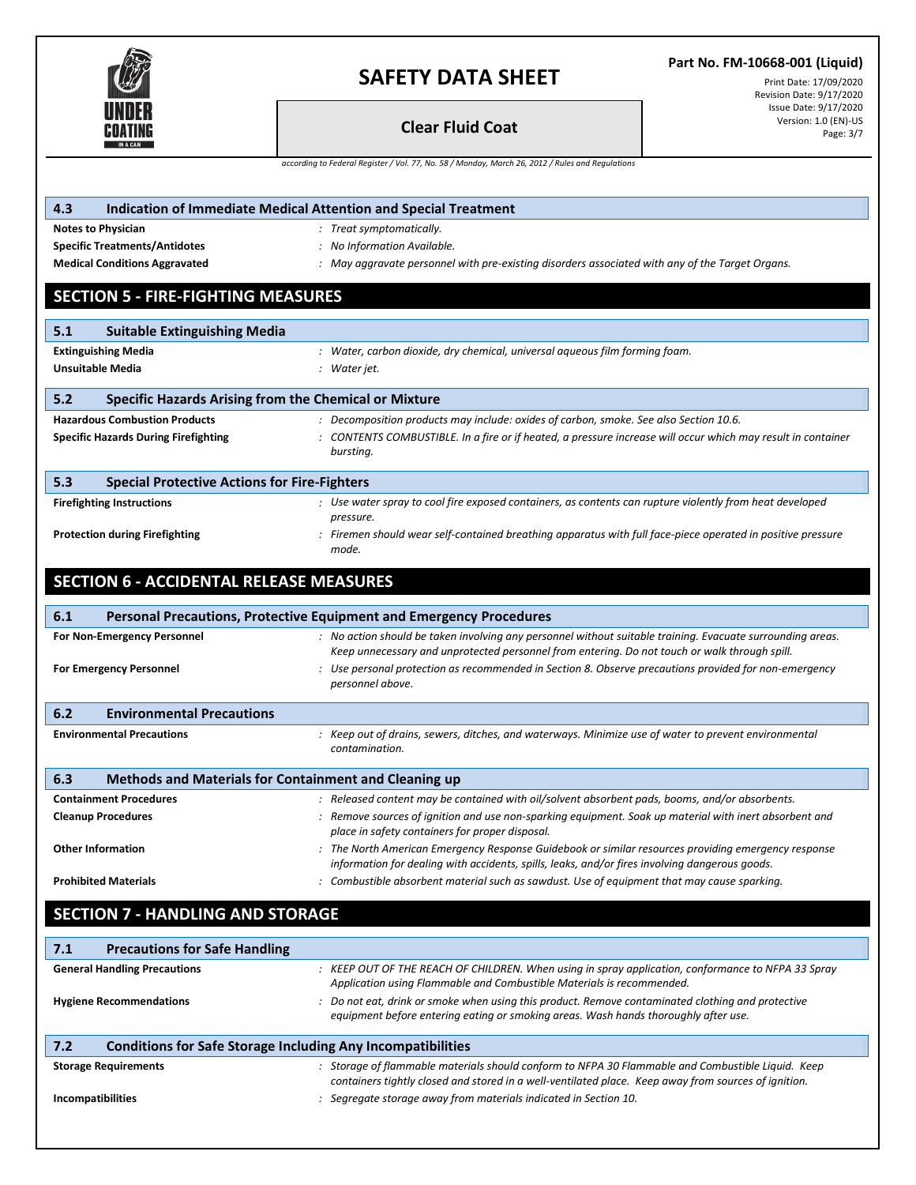### 4.3 Indication of Immediate Medical Attention and Special Treatment

**Notes to Physician** : *Treat symptomatically.*

**Specific Treatments/Antidotes** : *No Information Available.*

**Medical Conditions Aggravated** : *May aggravate personnel with pre-existing disorders associated with any of the Target Organs.*

## SECTION 5 - FIRE-FIGHTING MEASURES

### 5.1 Suitable Extinguishing Media

**Extinguishing Media** : *Water, carbon dioxide, dry chemical, universal aqueous film forming foam.*

**Unsuitable Media** : *Water jet.*

### 5.2 Specific Hazards Arising from the Chemical or Mixture

**Hazardous Combustion Products** : *Decomposition products may include: oxides of carbon, smoke. See also Section 10.6.*

**Specific Hazards During Firefighting** : *CONTENTS COMBUSTIBLE. In a fire or if heated, a pressure increase will occur which may result in container bursting.*

### 5.3 Special Protective Actions for Fire-Fighters

**Firefighting Instructions** : *Use water spray to cool fire exposed containers, as contents can rupture violently from heat developed pressure.*

**Protection during Firefighting** : *Firemen should wear self-contained breathing apparatus with full face-piece operated in positive pressure mode.*

## SECTION 6 - ACCIDENTAL RELEASE MEASURES

### 6.1 Personal Precautions, Protective Equipment and Emergency Procedures

**For Non-Emergency Personnel** : *No action should be taken involving any personnel without suitable training. Evacuate surrounding areas. Keep unnecessary and unprotected personnel from entering. Do not touch or walk through spill.*

**For Emergency Personnel** : *Use personal protection as recommended in Section 8. Observe precautions provided for non-emergency personnel above.*

### 6.2 Environmental Precautions

**Environmental Precautions** : *Keep out of drains, sewers, ditches, and waterways. Minimize use of water to prevent environmental contamination.*

### 6.3 Methods and Materials for Containment and Cleaning up

**Containment Procedures** : *Released content may be contained with oil/solvent absorbent pads, booms, and/or absorbents.*

**Cleanup Procedures** : *Remove sources of ignition and use non-sparking equipment. Soak up material with inert absorbent and place in safety containers for proper disposal.*

**Other Information** : *The North American Emergency Response Guidebook or similar resources providing emergency response information for dealing with accidents, spills, leaks, and/or fires involving dangerous goods.*

**Prohibited Materials** : *Combustible absorbent material such as sawdust. Use of equipment that may cause sparking.*

## SECTION 7 - HANDLING AND STORAGE

### 7.1 Precautions for Safe Handling

**General Handling Precautions** : *KEEP OUT OF THE REACH OF CHILDREN. When using in spray application, conformance to NFPA 33 Spray Application using Flammable and Combustible Materials is recommended.*

**Hygiene Recommendations** : *Do not eat, drink or smoke when using this product. Remove contaminated clothing and protective equipment before entering eating or smoking areas. Wash hands thoroughly after use.*

### 7.2 Conditions for Safe Storage Including Any Incompatibilities

**Storage Requirements** : *Storage of flammable materials should conform to NFPA 30 Flammable and Combustible Liquid. Keep containers tightly closed and stored in a well-ventilated place. Keep away from sources of ignition.*

**Incompatibilities** : *Segregate storage away from materials indicated in Section 10.*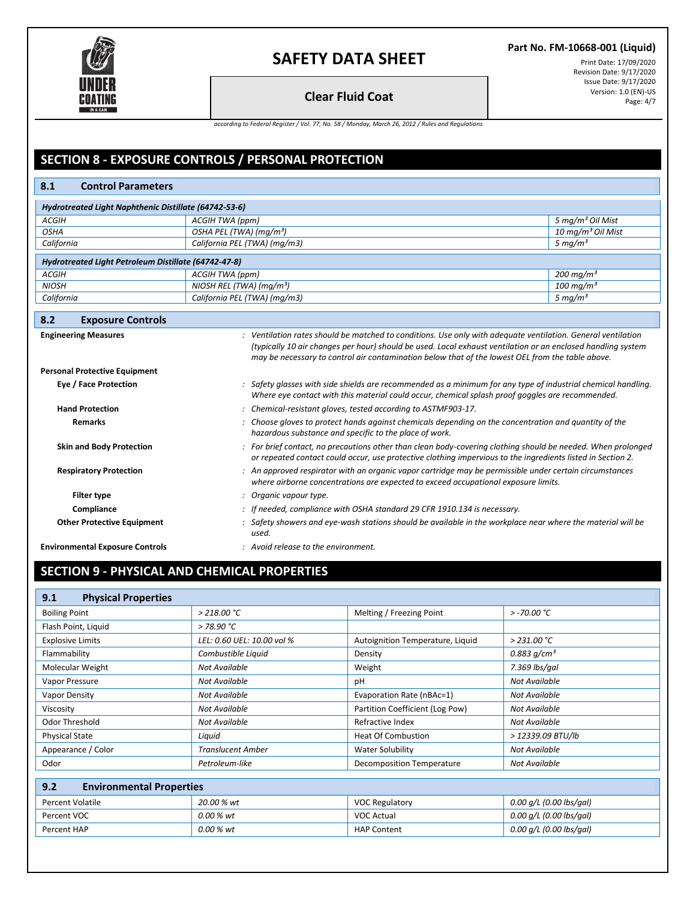## SECTION 8 - EXPOSURE CONTROLS / PERSONAL PROTECTION

### 8.1 Control Parameters

| *Hydrotreated Light Naphthenic Distillate (64742-53-6)* | | |
|---|---|---|
| *ACGIH* | *ACGIH TWA (ppm)* | *5 mg/m³ Oil Mist* |
| *OSHA* | *OSHA PEL (TWA) (mg/m³)* | *10 mg/m³ Oil Mist* |
| *California* | *California PEL (TWA) (mg/m3)* | *5 mg/m³* |

| *Hydrotreated Light Petroleum Distillate (64742-47-8)* | | |
|---|---|---|
| *ACGIH* | *ACGIH TWA (ppm)* | *200 mg/m³* |
| *NIOSH* | *NIOSH REL (TWA) (mg/m³)* | *100 mg/m³* |
| *California* | *California PEL (TWA) (mg/m3)* | *5 mg/m³* |

### 8.2 Exposure Controls

**Engineering Measures** : *Ventilation rates should be matched to conditions. Use only with adequate ventilation. General ventilation (typically 10 air changes per hour) should be used. Local exhaust ventilation or an enclosed handling system may be necessary to control air contamination below that of the lowest OEL from the table above.*

**Personal Protective Equipment**

**Eye / Face Protection** : *Safety glasses with side shields are recommended as a minimum for any type of industrial chemical handling. Where eye contact with this material could occur, chemical splash proof goggles are recommended.*

**Hand Protection** : *Chemical-resistant gloves, tested according to ASTMF903-17.*

**Remarks** : *Choose gloves to protect hands against chemicals depending on the concentration and quantity of the hazardous substance and specific to the place of work.*

**Skin and Body Protection** : *For brief contact, no precautions other than clean body-covering clothing should be needed. When prolonged or repeated contact could occur, use protective clothing impervious to the ingredients listed in Section 2.*

**Respiratory Protection** : *An approved respirator with an organic vapor cartridge may be permissible under certain circumstances where airborne concentrations are expected to exceed occupational exposure limits.*

**Filter type** : *Organic vapour type.*

**Compliance** : *If needed, compliance with OSHA standard 29 CFR 1910.134 is necessary.*

**Other Protective Equipment** : *Safety showers and eye-wash stations should be available in the workplace near where the material will be used.*

**Environmental Exposure Controls** : *Avoid release to the environment.*

## SECTION 9 - PHYSICAL AND CHEMICAL PROPERTIES

### 9.1 Physical Properties

| Property | Value | Property | Value |
|---|---|---|---|
| Boiling Point | *> 218.00 °C* | Melting / Freezing Point | *> -70.00 °C* |
| Flash Point, Liquid | *> 78.90 °C* | | |
| Explosive Limits | *LEL: 0.60 UEL: 10.00 vol %* | Autoignition Temperature, Liquid | *> 231.00 °C* |
| Flammability | *Combustible Liquid* | Density | *0.883 g/cm³* |
| Molecular Weight | *Not Available* | Weight | *7.369 lbs/gal* |
| Vapor Pressure | *Not Available* | pH | *Not Available* |
| Vapor Density | *Not Available* | Evaporation Rate (nBAc=1) | *Not Available* |
| Viscosity | *Not Available* | Partition Coefficient (Log Pow) | *Not Available* |
| Odor Threshold | *Not Available* | Refractive Index | *Not Available* |
| Physical State | *Liquid* | Heat Of Combustion | *> 12339.09 BTU/lb* |
| Appearance / Color | *Translucent Amber* | Water Solubility | *Not Available* |
| Odor | *Petroleum-like* | Decomposition Temperature | *Not Available* |

### 9.2 Environmental Properties

| Property | Value | Property | Value |
|---|---|---|---|
| Percent Volatile | *20.00 % wt* | VOC Regulatory | *0.00 g/L (0.00 lbs/gal)* |
| Percent VOC | *0.00 % wt* | VOC Actual | *0.00 g/L (0.00 lbs/gal)* |
| Percent HAP | *0.00 % wt* | HAP Content | *0.00 g/L (0.00 lbs/gal)* |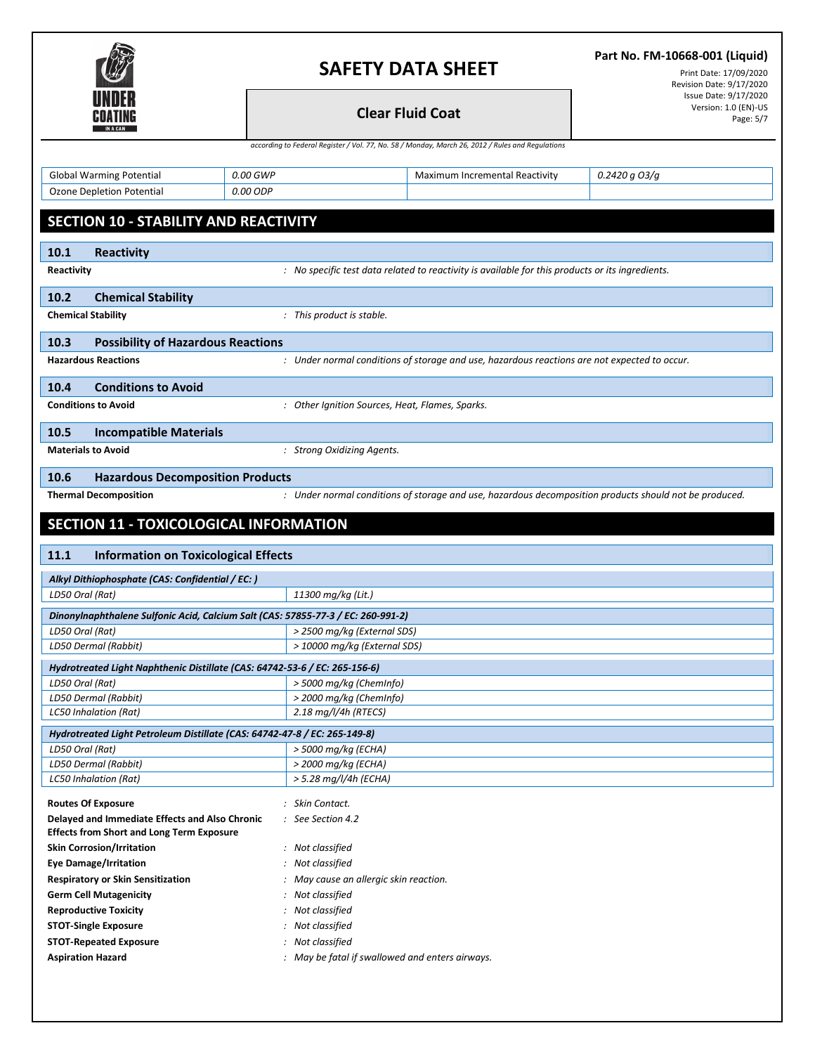| Global Warming Potential | 0.00 GWP | Maximum Incremental Reactivity | 0.2420 g O3/g |
|---|---|---|---|
| Ozone Depletion Potential | 0.00 ODP | | |

## SECTION 10 - STABILITY AND REACTIVITY

### 10.1 Reactivity

**Reactivity** : *No specific test data related to reactivity is available for this products or its ingredients.*

### 10.2 Chemical Stability

**Chemical Stability** : *This product is stable.*

### 10.3 Possibility of Hazardous Reactions

**Hazardous Reactions** : *Under normal conditions of storage and use, hazardous reactions are not expected to occur.*

### 10.4 Conditions to Avoid

**Conditions to Avoid** : *Other Ignition Sources, Heat, Flames, Sparks.*

### 10.5 Incompatible Materials

**Materials to Avoid** : *Strong Oxidizing Agents.*

### 10.6 Hazardous Decomposition Products

**Thermal Decomposition** : *Under normal conditions of storage and use, hazardous decomposition products should not be produced.*

## SECTION 11 - TOXICOLOGICAL INFORMATION

### 11.1 Information on Toxicological Effects

| ***Alkyl Dithiophosphate (CAS: Confidential / EC: )*** | |
|---|---|
| *LD50 Oral (Rat)* | *11300 mg/kg (Lit.)* |

| ***Dinonylnaphthalene Sulfonic Acid, Calcium Salt (CAS: 57855-77-3 / EC: 260-991-2)*** | |
|---|---|
| *LD50 Oral (Rat)* | *> 2500 mg/kg (External SDS)* |
| *LD50 Dermal (Rabbit)* | *> 10000 mg/kg (External SDS)* |

| ***Hydrotreated Light Naphthenic Distillate (CAS: 64742-53-6 / EC: 265-156-6)*** | |
|---|---|
| *LD50 Oral (Rat)* | *> 5000 mg/kg (ChemInfo)* |
| *LD50 Dermal (Rabbit)* | *> 2000 mg/kg (ChemInfo)* |
| *LC50 Inhalation (Rat)* | *2.18 mg/l/4h (RTECS)* |

| ***Hydrotreated Light Petroleum Distillate (CAS: 64742-47-8 / EC: 265-149-8)*** | |
|---|---|
| *LD50 Oral (Rat)* | *> 5000 mg/kg (ECHA)* |
| *LD50 Dermal (Rabbit)* | *> 2000 mg/kg (ECHA)* |
| *LC50 Inhalation (Rat)* | *> 5.28 mg/l/4h (ECHA)* |

**Routes Of Exposure** : *Skin Contact.*

**Delayed and Immediate Effects and Also Chronic Effects from Short and Long Term Exposure** : *See Section 4.2*

**Skin Corrosion/Irritation** : *Not classified*

**Eye Damage/Irritation** : *Not classified*

**Respiratory or Skin Sensitization** : *May cause an allergic skin reaction.*

**Germ Cell Mutagenicity** : *Not classified*

**Reproductive Toxicity** : *Not classified*

**STOT-Single Exposure** : *Not classified*

**STOT-Repeated Exposure** : *Not classified*

**Aspiration Hazard** : *May be fatal if swallowed and enters airways.*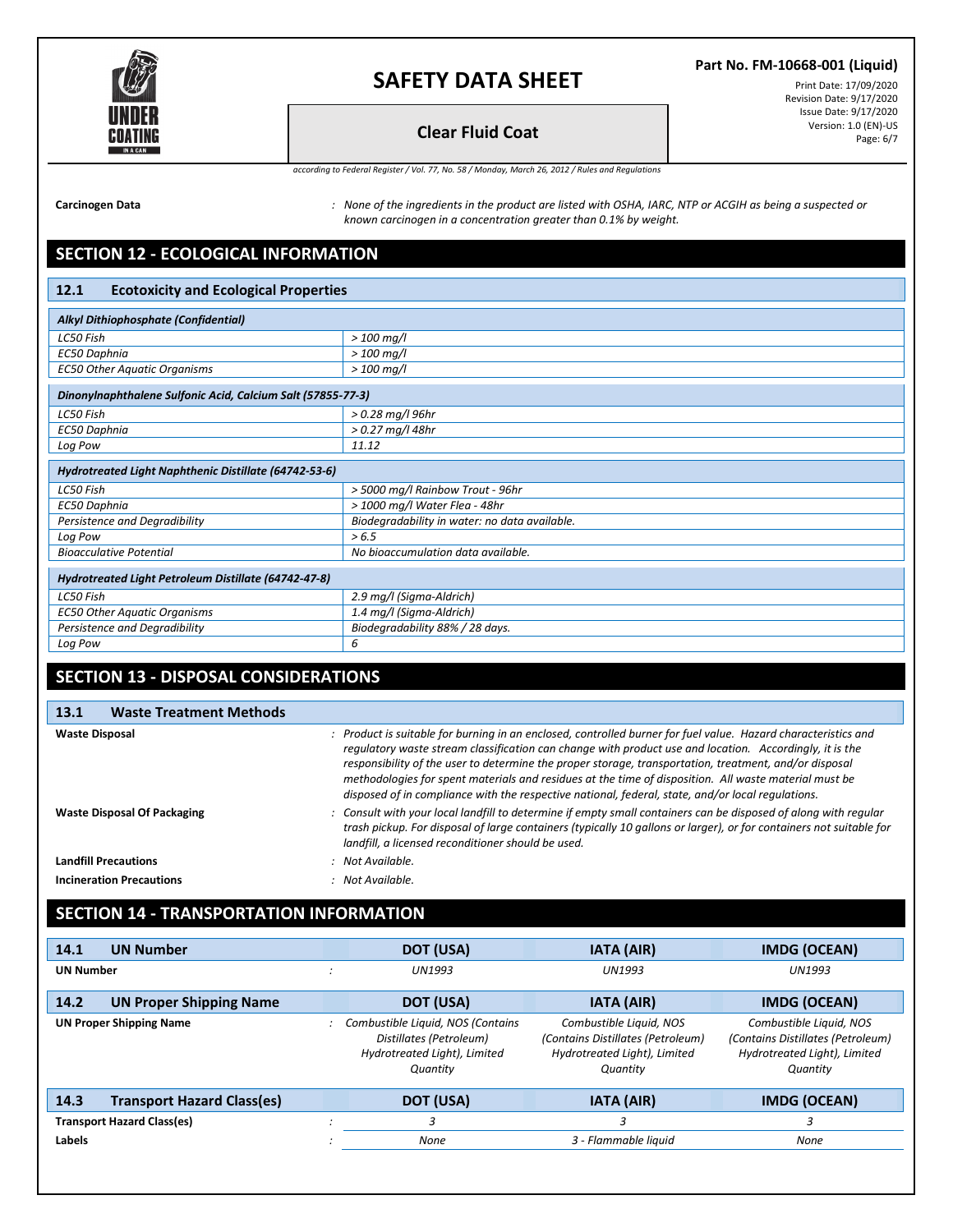**Carcinogen Data** : *None of the ingredients in the product are listed with OSHA, IARC, NTP or ACGIH as being a suspected or known carcinogen in a concentration greater than 0.1% by weight.*

## SECTION 12 - ECOLOGICAL INFORMATION

### 12.1 Ecotoxicity and Ecological Properties

| ***Alkyl Dithiophosphate (Confidential)*** | |
|---|---|
| *LC50 Fish* | *> 100 mg/l* |
| *EC50 Daphnia* | *> 100 mg/l* |
| *EC50 Other Aquatic Organisms* | *> 100 mg/l* |

| ***Dinonylnaphthalene Sulfonic Acid, Calcium Salt (57855-77-3)*** | |
|---|---|
| *LC50 Fish* | *> 0.28 mg/l 96hr* |
| *EC50 Daphnia* | *> 0.27 mg/l 48hr* |
| *Log Pow* | *11.12* |

| ***Hydrotreated Light Naphthenic Distillate (64742-53-6)*** | |
|---|---|
| *LC50 Fish* | *> 5000 mg/l Rainbow Trout - 96hr* |
| *EC50 Daphnia* | *> 1000 mg/l Water Flea - 48hr* |
| *Persistence and Degradibility* | *Biodegradability in water: no data available.* |
| *Log Pow* | *> 6.5* |
| *Bioacculative Potential* | *No bioaccumulation data available.* |

| ***Hydrotreated Light Petroleum Distillate (64742-47-8)*** | |
|---|---|
| *LC50 Fish* | *2.9 mg/l (Sigma-Aldrich)* |
| *EC50 Other Aquatic Organisms* | *1.4 mg/l (Sigma-Aldrich)* |
| *Persistence and Degradibility* | *Biodegradability 88% / 28 days.* |
| *Log Pow* | *6* |

## SECTION 13 - DISPOSAL CONSIDERATIONS

### 13.1 Waste Treatment Methods

**Waste Disposal** : *Product is suitable for burning in an enclosed, controlled burner for fuel value. Hazard characteristics and regulatory waste stream classification can change with product use and location. Accordingly, it is the responsibility of the user to determine the proper storage, transportation, treatment, and/or disposal methodologies for spent materials and residues at the time of disposition. All waste material must be disposed of in compliance with the respective national, federal, state, and/or local regulations.*

**Waste Disposal Of Packaging** : *Consult with your local landfill to determine if empty small containers can be disposed of along with regular trash pickup. For disposal of large containers (typically 10 gallons or larger), or for containers not suitable for landfill, a licensed reconditioner should be used.*

**Landfill Precautions** : *Not Available.*

**Incineration Precautions** : *Not Available.*

## SECTION 14 - TRANSPORTATION INFORMATION

| **14.1 UN Number** | **DOT (USA)** | **IATA (AIR)** | **IMDG (OCEAN)** |
|---|---|---|---|
| **UN Number** | *UN1993* | *UN1993* | *UN1993* |
| **14.2 UN Proper Shipping Name** | **DOT (USA)** | **IATA (AIR)** | **IMDG (OCEAN)** |
| **UN Proper Shipping Name** | *Combustible Liquid, NOS (Contains Distillates (Petroleum) Hydrotreated Light), Limited Quantity* | *Combustible Liquid, NOS (Contains Distillates (Petroleum) Hydrotreated Light), Limited Quantity* | *Combustible Liquid, NOS (Contains Distillates (Petroleum) Hydrotreated Light), Limited Quantity* |
| **14.3 Transport Hazard Class(es)** | **DOT (USA)** | **IATA (AIR)** | **IMDG (OCEAN)** |
| **Transport Hazard Class(es)** | *3* | *3* | *3* |
| **Labels** | *None* | *3 - Flammable liquid* | *None* |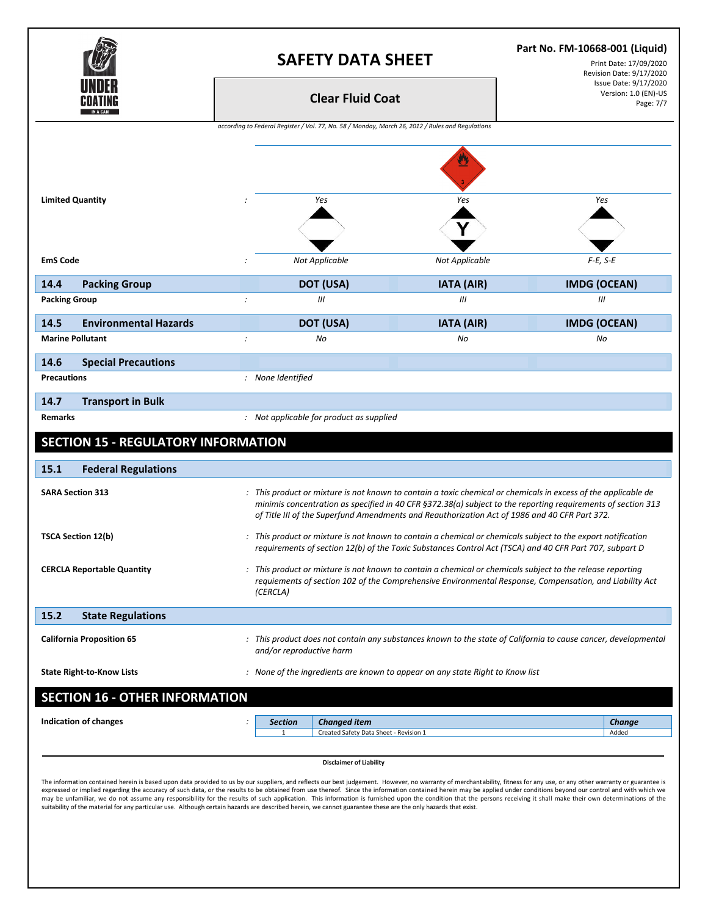| | | DOT (USA) | IATA (AIR) | IMDG (OCEAN) |
|---|---|---|---|---|
| **Limited Quantity** | : | Yes | Yes | Yes |
| **EmS Code** | : | Not Applicable | Not Applicable | F-E, S-E |

## 14.4 Packing Group

| | | DOT (USA) | IATA (AIR) | IMDG (OCEAN) |
|---|---|---|---|---|
| **Packing Group** | : | III | III | III |

## 14.5 Environmental Hazards

| | | DOT (USA) | IATA (AIR) | IMDG (OCEAN) |
|---|---|---|---|---|
| **Marine Pollutant** | : | No | No | No |

## 14.6 Special Precautions

**Precautions** : *None Identified*

## 14.7 Transport in Bulk

**Remarks** : *Not applicable for product as supplied*

# SECTION 15 - REGULATORY INFORMATION

## 15.1 Federal Regulations

**SARA Section 313** : *This product or mixture is not known to contain a toxic chemical or chemicals in excess of the applicable de minimis concentration as specified in 40 CFR §372.38(a) subject to the reporting requirements of section 313 of Title III of the Superfund Amendments and Reauthorization Act of 1986 and 40 CFR Part 372.*

**TSCA Section 12(b)** : *This product or mixture is not known to contain a chemical or chemicals subject to the export notification requirements of section 12(b) of the Toxic Substances Control Act (TSCA) and 40 CFR Part 707, subpart D*

**CERCLA Reportable Quantity** : *This product or mixture is not known to contain a chemical or chemicals subject to the release reporting requiements of section 102 of the Comprehensive Environmental Response, Compensation, and Liability Act (CERCLA)*

## 15.2 State Regulations

**California Proposition 65** : *This product does not contain any substances known to the state of California to cause cancer, developmental and/or reproductive harm*

**State Right-to-Know Lists** : *None of the ingredients are known to appear on any state Right to Know list*

# SECTION 16 - OTHER INFORMATION

**Indication of changes** :

| Section | Changed item | Change |
|---|---|---|
| 1 | Created Safety Data Sheet - Revision 1 | Added |

**Disclaimer of Liability**

The information contained herein is based upon data provided to us by our suppliers, and reflects our best judgement. However, no warranty of merchantability, fitness for any use, or any other warranty or guarantee is expressed or implied regarding the accuracy of such data, or the results to be obtained from use thereof. Since the information contained herein may be applied under conditions beyond our control and with which we may be unfamiliar, we do not assume any responsibility for the results of such application. This information is furnished upon the condition that the persons receiving it shall make their own determinations of the suitability of the material for any particular use. Although certain hazards are described herein, we cannot guarantee these are the only hazards that exist.